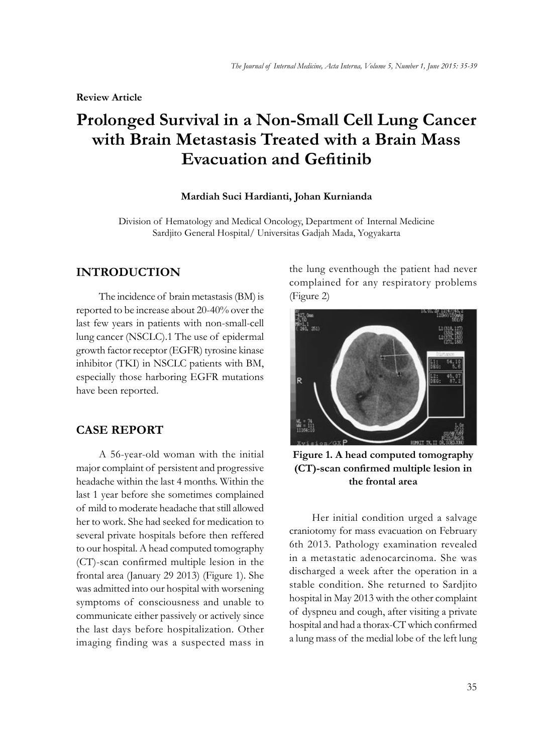**Review Article**

# Prolonged Survival in a Non-Small Cell Lung Cancer with Brain Metastasis Treated with a Brain Mass Evacuation and Gefitinib

**Mardiah Suci Hardianti, Johan Kurnianda**

Division of Hematology and Medical Oncology, Department of Internal Medicine
Sardjito General Hospital/ Universitas Gadjah Mada, Yogyakarta

## INTRODUCTION

The incidence of brain metastasis (BM) is reported to be increase about 20-40% over the last few years in patients with non-small-cell lung cancer (NSCLC).1 The use of epidermal growth factor receptor (EGFR) tyrosine kinase inhibitor (TKI) in NSCLC patients with BM, especially those harboring EGFR mutations have been reported.

## CASE REPORT

A 56-year-old woman with the initial major complaint of persistent and progressive headache within the last 4 months. Within the last 1 year before she sometimes complained of mild to moderate headache that still allowed her to work. She had seeked for medication to several private hospitals before then reffered to our hospital. A head computed tomography (CT)-scan confirmed multiple lesion in the frontal area (January 29 2013) (Figure 1). She was admitted into our hospital with worsening symptoms of consciousness and unable to communicate either passively or actively since the last days before hospitalization. Other imaging finding was a suspected mass in the lung eventhough the patient had never complained for any respiratory problems (Figure 2)

**Figure 1. A head computed tomography (CT)-scan confirmed multiple lesion in the frontal area**

Her initial condition urged a salvage craniotomy for mass evacuation on February 6th 2013. Pathology examination revealed in a metastatic adenocarcinoma. She was discharged a week after the operation in a stable condition. She returned to Sardjito hospital in May 2013 with the other complaint of dyspneu and cough, after visiting a private hospital and had a thorax-CT which confirmed a lung mass of the medial lobe of the left lung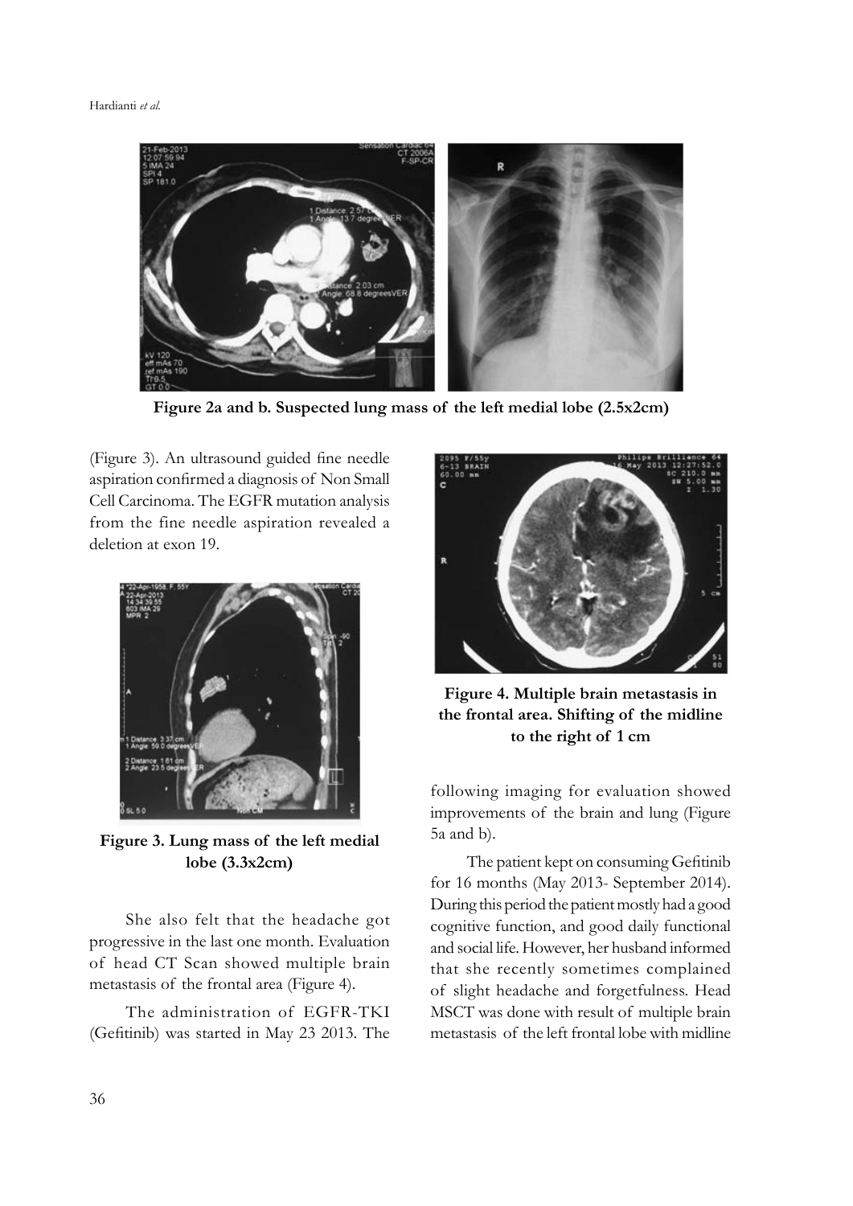Figure 2a and b. Suspected lung mass of the left medial lobe (2.5x2cm)

(Figure 3). An ultrasound guided fine needle aspiration confirmed a diagnosis of Non Small Cell Carcinoma. The EGFR mutation analysis from the fine needle aspiration revealed a deletion at exon 19.

Figure 3. Lung mass of the left medial lobe (3.3x2cm)

She also felt that the headache got progressive in the last one month. Evaluation of head CT Scan showed multiple brain metastasis of the frontal area (Figure 4).

The administration of EGFR-TKI (Gefitinib) was started in May 23 2013. The following imaging for evaluation showed improvements of the brain and lung (Figure 5a and b).

Figure 4. Multiple brain metastasis in the frontal area. Shifting of the midline to the right of 1 cm

The patient kept on consuming Gefitinib for 16 months (May 2013- September 2014). During this period the patient mostly had a good cognitive function, and good daily functional and social life. However, her husband informed that she recently sometimes complained of slight headache and forgetfulness. Head MSCT was done with result of multiple brain metastasis of the left frontal lobe with midline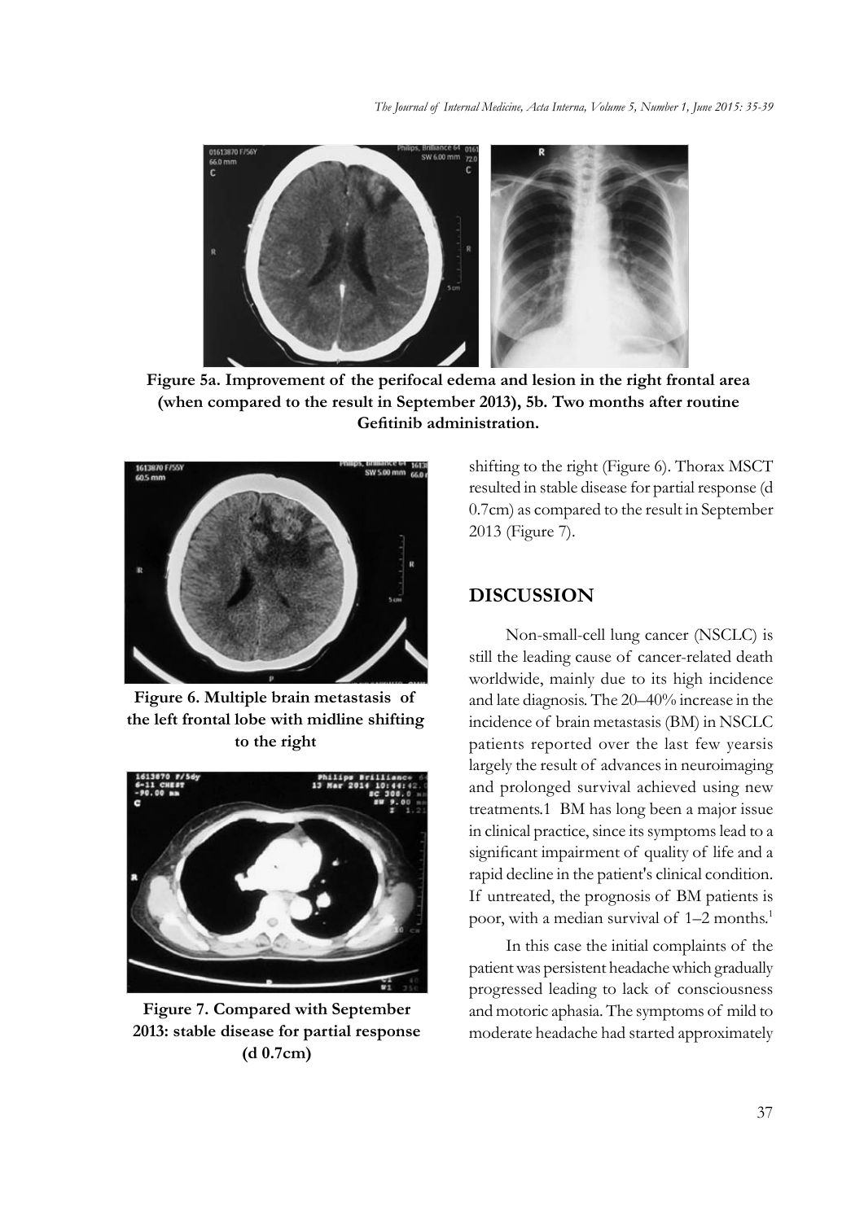**Figure 5a. Improvement of the perifocal edema and lesion in the right frontal area (when compared to the result in September 2013), 5b. Two months after routine Gefitinib administration.**

**Figure 6. Multiple brain metastasis of the left frontal lobe with midline shifting to the right**

**Figure 7. Compared with September 2013: stable disease for partial response (d 0.7cm)**

shifting to the right (Figure 6). Thorax MSCT resulted in stable disease for partial response (d 0.7cm) as compared to the result in September 2013 (Figure 7).

## DISCUSSION

Non-small-cell lung cancer (NSCLC) is still the leading cause of cancer-related death worldwide, mainly due to its high incidence and late diagnosis. The 20–40% increase in the incidence of brain metastasis (BM) in NSCLC patients reported over the last few yearsis largely the result of advances in neuroimaging and prolonged survival achieved using new treatments.1 BM has long been a major issue in clinical practice, since its symptoms lead to a significant impairment of quality of life and a rapid decline in the patient's clinical condition. If untreated, the prognosis of BM patients is poor, with a median survival of 1–2 months.[1]

In this case the initial complaints of the patient was persistent headache which gradually progressed leading to lack of consciousness and motoric aphasia. The symptoms of mild to moderate headache had started approximately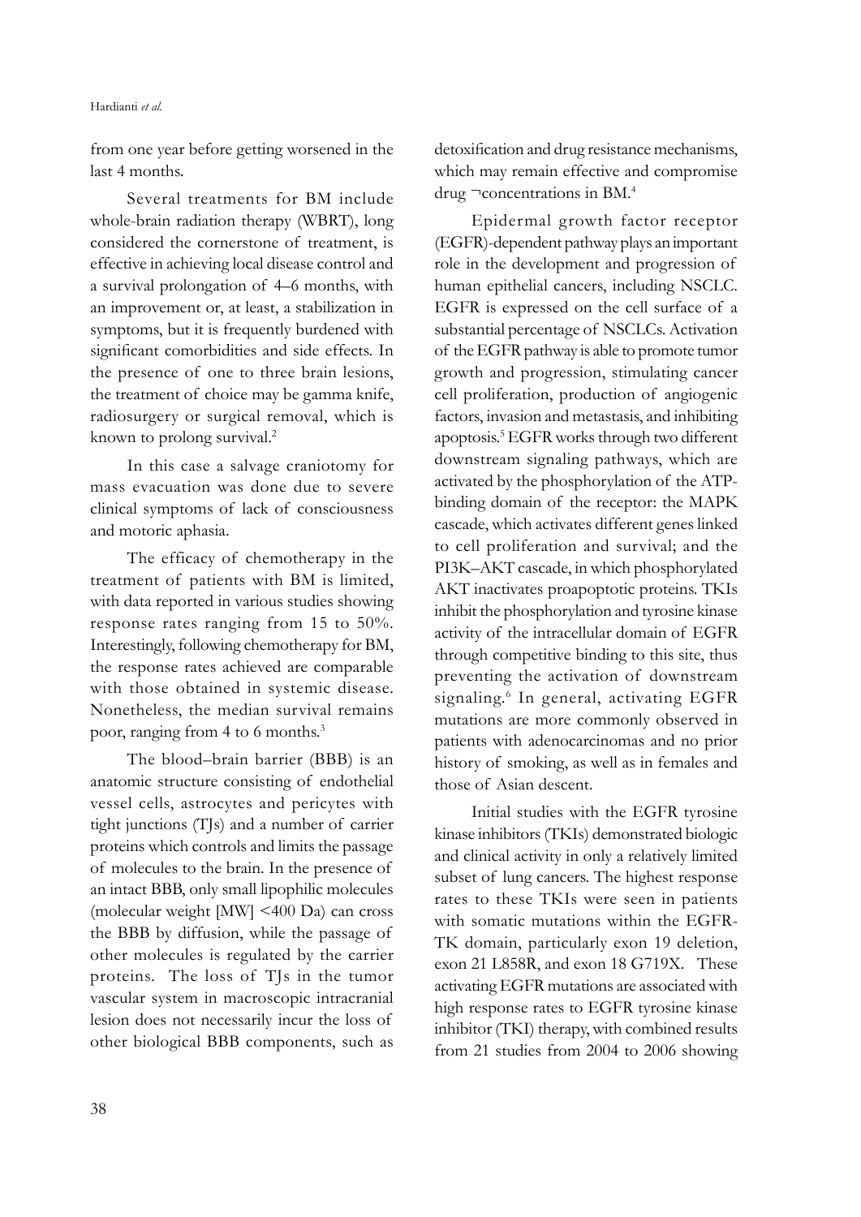from one year before getting worsened in the last 4 months.

Several treatments for BM include whole-brain radiation therapy (WBRT), long considered the cornerstone of treatment, is effective in achieving local disease control and a survival prolongation of 4–6 months, with an improvement or, at least, a stabilization in symptoms, but it is frequently burdened with significant comorbidities and side effects. In the presence of one to three brain lesions, the treatment of choice may be gamma knife, radiosurgery or surgical removal, which is known to prolong survival.[2]

In this case a salvage craniotomy for mass evacuation was done due to severe clinical symptoms of lack of consciousness and motoric aphasia.

The efficacy of chemotherapy in the treatment of patients with BM is limited, with data reported in various studies showing response rates ranging from 15 to 50%. Interestingly, following chemotherapy for BM, the response rates achieved are comparable with those obtained in systemic disease. Nonetheless, the median survival remains poor, ranging from 4 to 6 months.[3]

The blood–brain barrier (BBB) is an anatomic structure consisting of endothelial vessel cells, astrocytes and pericytes with tight junctions (TJs) and a number of carrier proteins which controls and limits the passage of molecules to the brain. In the presence of an intact BBB, only small lipophilic molecules (molecular weight [MW] <400 Da) can cross the BBB by diffusion, while the passage of other molecules is regulated by the carrier proteins. The loss of TJs in the tumor vascular system in macroscopic intracranial lesion does not necessarily incur the loss of other biological BBB components, such as detoxification and drug resistance mechanisms, which may remain effective and compromise drug ¬concentrations in BM.[4]

Epidermal growth factor receptor (EGFR)-dependent pathway plays an important role in the development and progression of human epithelial cancers, including NSCLC. EGFR is expressed on the cell surface of a substantial percentage of NSCLCs. Activation of the EGFR pathway is able to promote tumor growth and progression, stimulating cancer cell proliferation, production of angiogenic factors, invasion and metastasis, and inhibiting apoptosis.[5] EGFR works through two different downstream signaling pathways, which are activated by the phosphorylation of the ATP-binding domain of the receptor: the MAPK cascade, which activates different genes linked to cell proliferation and survival; and the PI3K–AKT cascade, in which phosphorylated AKT inactivates proapoptotic proteins. TKIs inhibit the phosphorylation and tyrosine kinase activity of the intracellular domain of EGFR through competitive binding to this site, thus preventing the activation of downstream signaling.[6] In general, activating EGFR mutations are more commonly observed in patients with adenocarcinomas and no prior history of smoking, as well as in females and those of Asian descent.

Initial studies with the EGFR tyrosine kinase inhibitors (TKIs) demonstrated biologic and clinical activity in only a relatively limited subset of lung cancers. The highest response rates to these TKIs were seen in patients with somatic mutations within the EGFR-TK domain, particularly exon 19 deletion, exon 21 L858R, and exon 18 G719X. These activating EGFR mutations are associated with high response rates to EGFR tyrosine kinase inhibitor (TKI) therapy, with combined results from 21 studies from 2004 to 2006 showing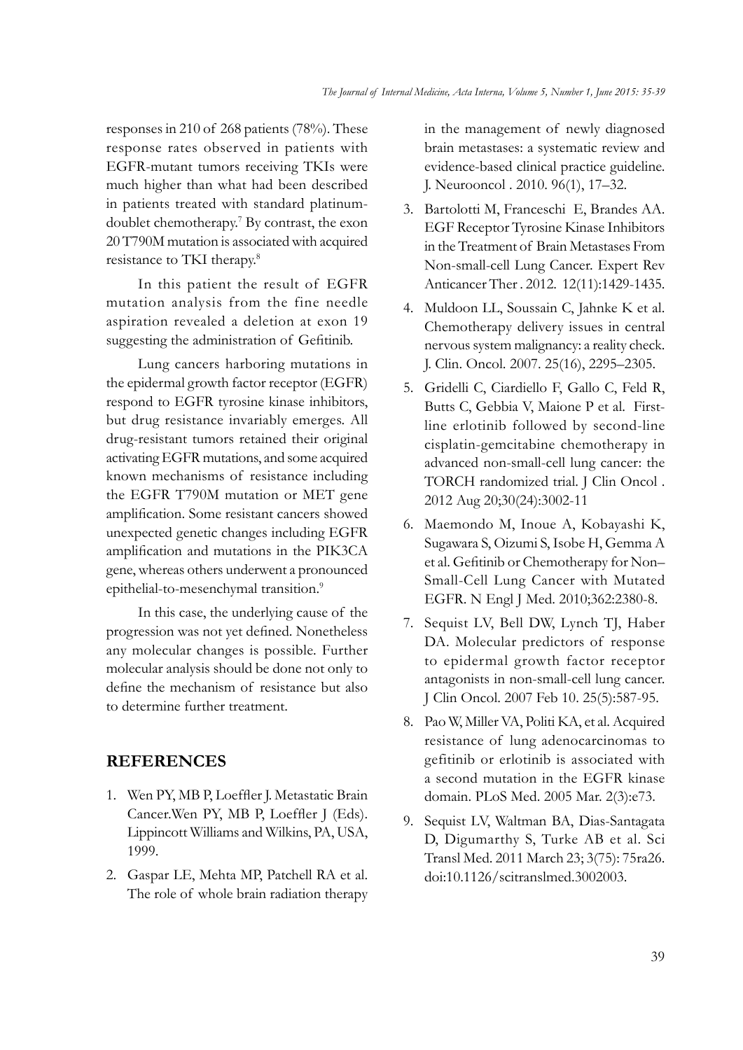responses in 210 of 268 patients (78%). These response rates observed in patients with EGFR-mutant tumors receiving TKIs were much higher than what had been described in patients treated with standard platinum-doublet chemotherapy.[7] By contrast, the exon 20 T790M mutation is associated with acquired resistance to TKI therapy.[8]

In this patient the result of EGFR mutation analysis from the fine needle aspiration revealed a deletion at exon 19 suggesting the administration of Gefitinib.

Lung cancers harboring mutations in the epidermal growth factor receptor (EGFR) respond to EGFR tyrosine kinase inhibitors, but drug resistance invariably emerges. All drug-resistant tumors retained their original activating EGFR mutations, and some acquired known mechanisms of resistance including the EGFR T790M mutation or MET gene amplification. Some resistant cancers showed unexpected genetic changes including EGFR amplification and mutations in the PIK3CA gene, whereas others underwent a pronounced epithelial-to-mesenchymal transition.[9]

In this case, the underlying cause of the progression was not yet defined. Nonetheless any molecular changes is possible. Further molecular analysis should be done not only to define the mechanism of resistance but also to determine further treatment.

## REFERENCES

1. Wen PY, MB P, Loeffler J. Metastatic Brain Cancer.Wen PY, MB P, Loeffler J (Eds). Lippincott Williams and Wilkins, PA, USA, 1999.
2. Gaspar LE, Mehta MP, Patchell RA et al. The role of whole brain radiation therapy in the management of newly diagnosed brain metastases: a systematic review and evidence-based clinical practice guideline. J. Neurooncol . 2010. 96(1), 17–32.
3. Bartolotti M, Franceschi E, Brandes AA. EGF Receptor Tyrosine Kinase Inhibitors in the Treatment of Brain Metastases From Non-small-cell Lung Cancer. Expert Rev Anticancer Ther . 2012. 12(11):1429-1435.
4. Muldoon LL, Soussain C, Jahnke K et al. Chemotherapy delivery issues in central nervous system malignancy: a reality check. J. Clin. Oncol. 2007. 25(16), 2295–2305.
5. Gridelli C, Ciardiello F, Gallo C, Feld R, Butts C, Gebbia V, Maione P et al. First-line erlotinib followed by second-line cisplatin-gemcitabine chemotherapy in advanced non-small-cell lung cancer: the TORCH randomized trial. J Clin Oncol . 2012 Aug 20;30(24):3002-11
6. Maemondo M, Inoue A, Kobayashi K, Sugawara S, Oizumi S, Isobe H, Gemma A et al. Gefitinib or Chemotherapy for Non–Small-Cell Lung Cancer with Mutated EGFR. N Engl J Med. 2010;362:2380-8.
7. Sequist LV, Bell DW, Lynch TJ, Haber DA. Molecular predictors of response to epidermal growth factor receptor antagonists in non-small-cell lung cancer. J Clin Oncol. 2007 Feb 10. 25(5):587-95.
8. Pao W, Miller VA, Politi KA, et al. Acquired resistance of lung adenocarcinomas to gefitinib or erlotinib is associated with a second mutation in the EGFR kinase domain. PLoS Med. 2005 Mar. 2(3):e73.
9. Sequist LV, Waltman BA, Dias-Santagata D, Digumarthy S, Turke AB et al. Sci Transl Med. 2011 March 23; 3(75): 75ra26. doi:10.1126/scitranslmed.3002003.